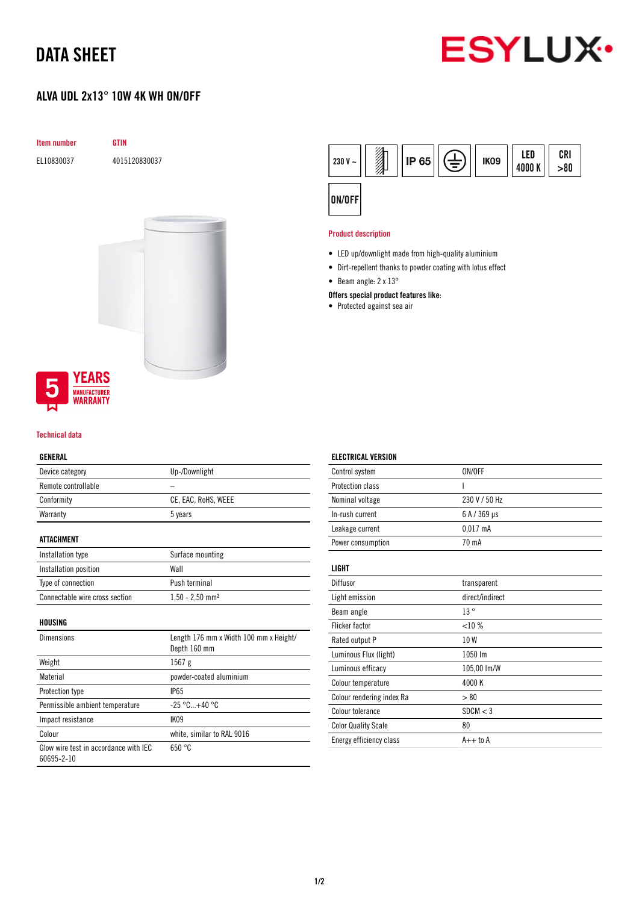# DATA SHEET

## ALVA UDL 2x13° 10W 4K WH ON/OFF

| Item number | GTIN |
|---|---|
| EL10830037 | 4015120830037 |

230 V ~ | IP 65 | IK09 | LED 4000 K | CRI >80 | ON/OFF

### Product description

- LED up/downlight made from high-quality aluminium
- Dirt-repellent thanks to powder coating with lotus effect
- Beam angle: 2 x 13°

**Offers special product features like:**

- Protected against sea air

5 YEARS MANUFACTURER WARRANTY

### Technical data

**GENERAL**

| | |
|---|---|
| Device category | Up-/Downlight |
| Remote controllable | – |
| Conformity | CE, EAC, RoHS, WEEE |
| Warranty | 5 years |

**ATTACHMENT**

| | |
|---|---|
| Installation type | Surface mounting |
| Installation position | Wall |
| Type of connection | Push terminal |
| Connectable wire cross section | 1,50 - 2,50 mm² |

**HOUSING**

| | |
|---|---|
| Dimensions | Length 176 mm x Width 100 mm x Height/ Depth 160 mm |
| Weight | 1567 g |
| Material | powder-coated aluminium |
| Protection type | IP65 |
| Permissible ambient temperature | -25 °C...+40 °C |
| Impact resistance | IK09 |
| Colour | white, similar to RAL 9016 |
| Glow wire test in accordance with IEC 60695-2-10 | 650 °C |

**ELECTRICAL VERSION**

| | |
|---|---|
| Control system | ON/OFF |
| Protection class | I |
| Nominal voltage | 230 V / 50 Hz |
| In-rush current | 6 A / 369 µs |
| Leakage current | 0,017 mA |
| Power consumption | 70 mA |

**LIGHT**

| | |
|---|---|
| Diffusor | transparent |
| Light emission | direct/indirect |
| Beam angle | 13 ° |
| Flicker factor | <10 % |
| Rated output P | 10 W |
| Luminous Flux (light) | 1050 lm |
| Luminous efficacy | 105,00 lm/W |
| Colour temperature | 4000 K |
| Colour rendering index Ra | > 80 |
| Colour tolerance | SDCM < 3 |
| Color Quality Scale | 80 |
| Energy efficiency class | A++ to A |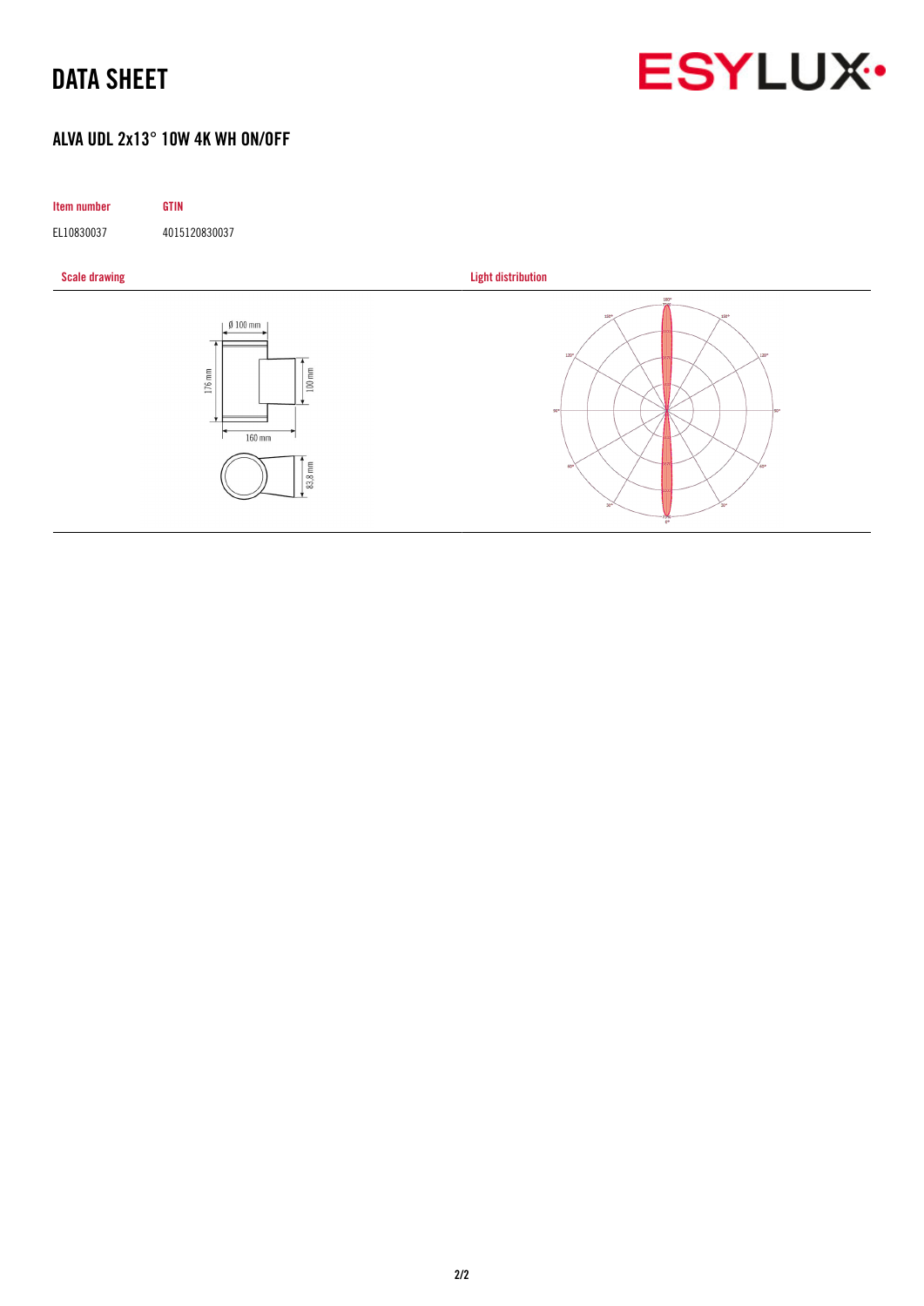# DATA SHEET

ESYLUX

## ALVA UDL 2x13° 10W 4K WH ON/OFF

| Item number | GTIN |
| --- | --- |
| EL10830037 | 4015120830037 |

**Scale drawing**

Ø 100 mm

176 mm

100 mm

160 mm

83,8 mm

**Light distribution**

180°

150°

150°

120°

120°

90°

90°

60°

60°

30°

30°

0°